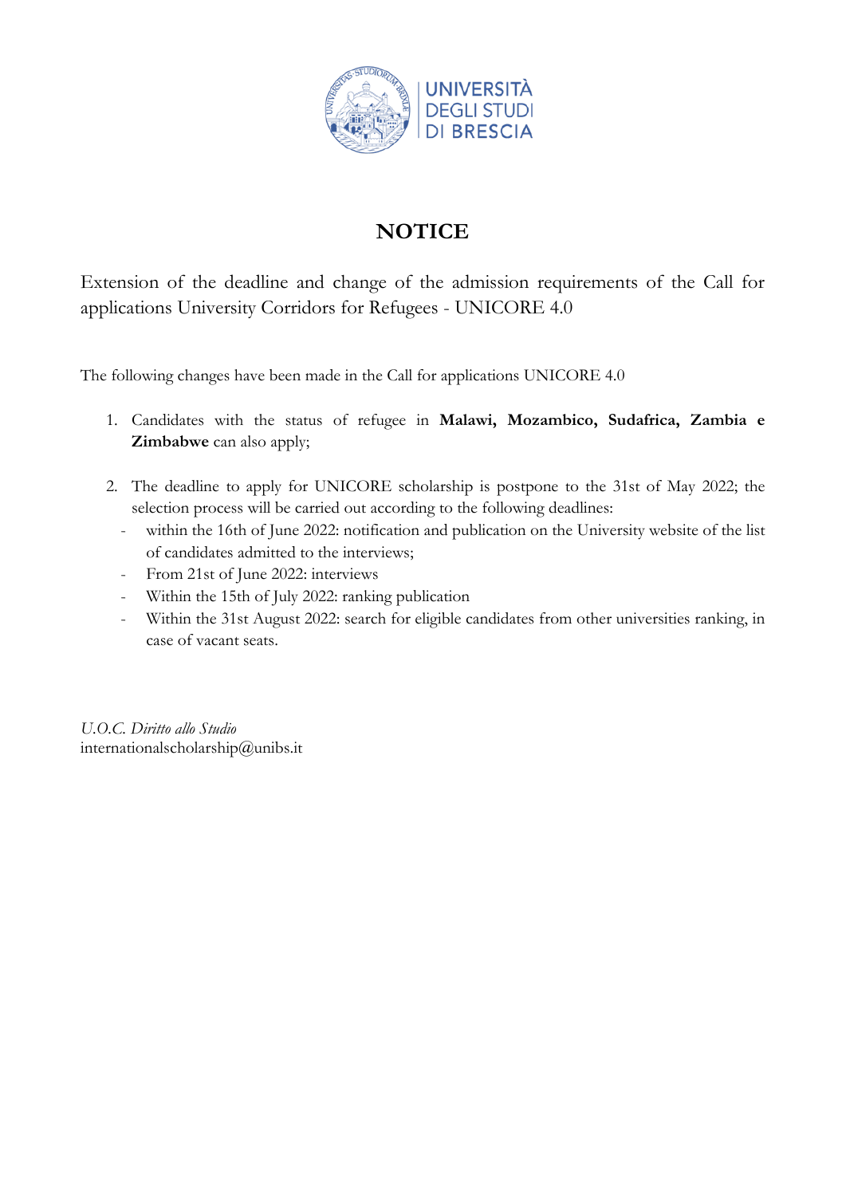# NOTICE

Extension of the deadline and change of the admission requirements of the Call for applications University Corridors for Refugees - UNICORE 4.0

The following changes have been made in the Call for applications UNICORE 4.0

1. Candidates with the status of refugee in **Malawi, Mozambico, Sudafrica, Zambia e Zimbabwe** can also apply;

2. The deadline to apply for UNICORE scholarship is postpone to the 31st of May 2022; the selection process will be carried out according to the following deadlines:
   - within the 16th of June 2022: notification and publication on the University website of the list of candidates admitted to the interviews;
   - From 21st of June 2022: interviews
   - Within the 15th of July 2022: ranking publication
   - Within the 31st August 2022: search for eligible candidates from other universities ranking, in case of vacant seats.

*U.O.C. Diritto allo Studio*
internationalscholarship@unibs.it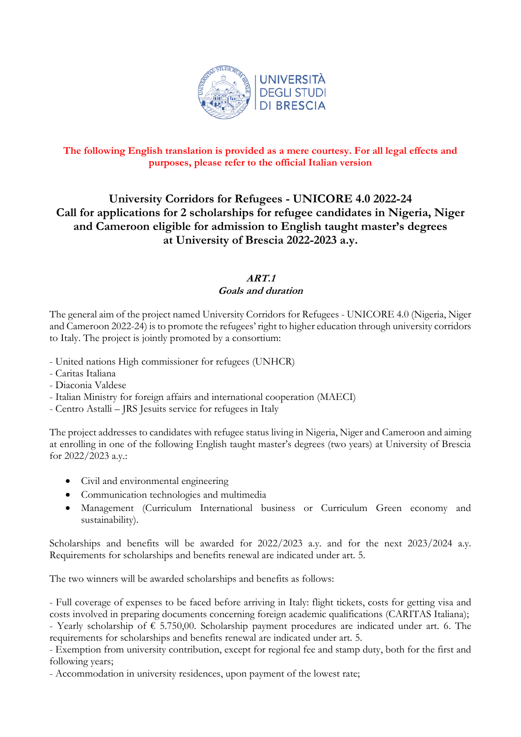**The following English translation is provided as a mere courtesy. For all legal effects and purposes, please refer to the official Italian version**

# University Corridors for Refugees - UNICORE 4.0 2022-24
# Call for applications for 2 scholarships for refugee candidates in Nigeria, Niger and Cameroon eligible for admission to English taught master's degrees at University of Brescia 2022-2023 a.y.

## *ART.1*
## *Goals and duration*

The general aim of the project named University Corridors for Refugees - UNICORE 4.0 (Nigeria, Niger and Cameroon 2022-24) is to promote the refugees' right to higher education through university corridors to Italy. The project is jointly promoted by a consortium:

- United nations High commissioner for refugees (UNHCR)
- Caritas Italiana
- Diaconia Valdese
- Italian Ministry for foreign affairs and international cooperation (MAECI)
- Centro Astalli – JRS Jesuits service for refugees in Italy

The project addresses to candidates with refugee status living in Nigeria, Niger and Cameroon and aiming at enrolling in one of the following English taught master's degrees (two years) at University of Brescia for 2022/2023 a.y.:

- Civil and environmental engineering
- Communication technologies and multimedia
- Management (Curriculum International business or Curriculum Green economy and sustainability).

Scholarships and benefits will be awarded for 2022/2023 a.y. and for the next 2023/2024 a.y. Requirements for scholarships and benefits renewal are indicated under art. 5.

The two winners will be awarded scholarships and benefits as follows:

- Full coverage of expenses to be faced before arriving in Italy: flight tickets, costs for getting visa and costs involved in preparing documents concerning foreign academic qualifications (CARITAS Italiana);
- Yearly scholarship of € 5.750,00. Scholarship payment procedures are indicated under art. 6. The requirements for scholarships and benefits renewal are indicated under art. 5.
- Exemption from university contribution, except for regional fee and stamp duty, both for the first and following years;
- Accommodation in university residences, upon payment of the lowest rate;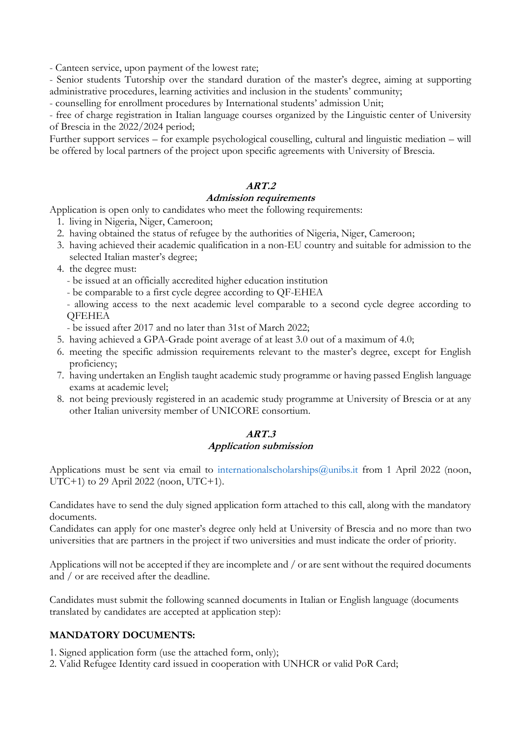- Canteen service, upon payment of the lowest rate;
- Senior students Tutorship over the standard duration of the master's degree, aiming at supporting administrative procedures, learning activities and inclusion in the students' community;
- counselling for enrollment procedures by International students' admission Unit;
- free of charge registration in Italian language courses organized by the Linguistic center of University of Brescia in the 2022/2024 period;

Further support services – for example psychological couselling, cultural and linguistic mediation – will be offered by local partners of the project upon specific agreements with University of Brescia.

## ART.2
### Admission requirements

Application is open only to candidates who meet the following requirements:

1. living in Nigeria, Niger, Cameroon;
2. having obtained the status of refugee by the authorities of Nigeria, Niger, Cameroon;
3. having achieved their academic qualification in a non-EU country and suitable for admission to the selected Italian master's degree;
4. the degree must:
   - be issued at an officially accredited higher education institution
   - be comparable to a first cycle degree according to QF-EHEA
   - allowing access to the next academic level comparable to a second cycle degree according to QFEHEA
   - be issued after 2017 and no later than 31st of March 2022;
5. having achieved a GPA-Grade point average of at least 3.0 out of a maximum of 4.0;
6. meeting the specific admission requirements relevant to the master's degree, except for English proficiency;
7. having undertaken an English taught academic study programme or having passed English language exams at academic level;
8. not being previously registered in an academic study programme at University of Brescia or at any other Italian university member of UNICORE consortium.

## ART.3
### Application submission

Applications must be sent via email to internationalscholarships@unibs.it from 1 April 2022 (noon, UTC+1) to 29 April 2022 (noon, UTC+1).

Candidates have to send the duly signed application form attached to this call, along with the mandatory documents.
Candidates can apply for one master's degree only held at University of Brescia and no more than two universities that are partners in the project if two universities and must indicate the order of priority.

Applications will not be accepted if they are incomplete / or are sent without the required documents and / or are received after the deadline.

Candidates must submit the following scanned documents in Italian or English language (documents translated by candidates are accepted at application step):

**MANDATORY DOCUMENTS:**

1. Signed application form (use the attached form, only);
2. Valid Refugee Identity card issued in cooperation with UNHCR or valid PoR Card;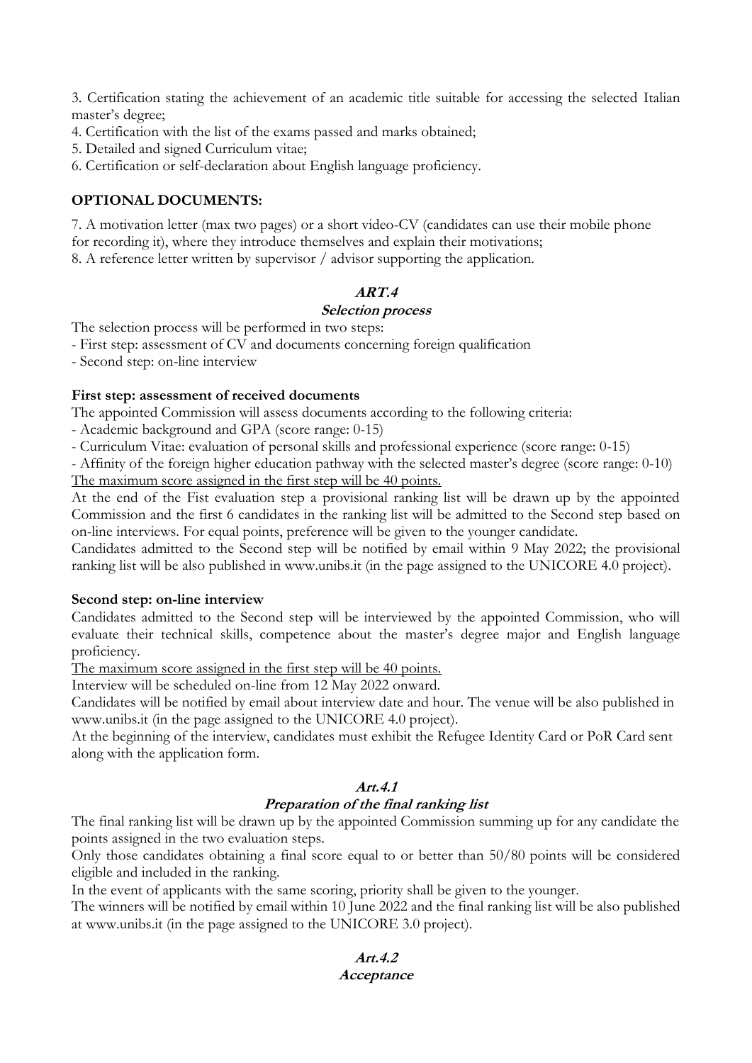3. Certification stating the achievement of an academic title suitable for accessing the selected Italian master's degree;
4. Certification with the list of the exams passed and marks obtained;
5. Detailed and signed Curriculum vitae;
6. Certification or self-declaration about English language proficiency.

**OPTIONAL DOCUMENTS:**

7. A motivation letter (max two pages) or a short video-CV (candidates can use their mobile phone for recording it), where they introduce themselves and explain their motivations;
8. A reference letter written by supervisor / advisor supporting the application.

## *ART.4*
### *Selection process*

The selection process will be performed in two steps:
- First step: assessment of CV and documents concerning foreign qualification
- Second step: on-line interview

**First step: assessment of received documents**

The appointed Commission will assess documents according to the following criteria:
- Academic background and GPA (score range: 0-15)
- Curriculum Vitae: evaluation of personal skills and professional experience (score range: 0-15)
- Affinity of the foreign higher education pathway with the selected master's degree (score range: 0-10)

<u>The maximum score assigned in the first step will be 40 points.</u>

At the end of the Fist evaluation step a provisional ranking list will be drawn up by the appointed Commission and the first 6 candidates in the ranking list will be admitted to the Second step based on on-line interviews. For equal points, preference will be given to the younger candidate.

Candidates admitted to the Second step will be notified by email within 9 May 2022; the provisional ranking list will be also published in www.unibs.it (in the page assigned to the UNICORE 4.0 project).

**Second step: on-line interview**

Candidates admitted to the Second step will be interviewed by the appointed Commission, who will evaluate their technical skills, competence about the master's degree major and English language proficiency.

<u>The maximum score assigned in the first step will be 40 points.</u>

Interview will be scheduled on-line from 12 May 2022 onward.

Candidates will be notified by email about interview date and hour. The venue will be also published in www.unibs.it (in the page assigned to the UNICORE 4.0 project).

At the beginning of the interview, candidates must exhibit the Refugee Identity Card or PoR Card sent along with the application form.

## *Art.4.1*
### *Preparation of the final ranking list*

The final ranking list will be drawn up by the appointed Commission summing up for any candidate the points assigned in the two evaluation steps.

Only those candidates obtaining a final score equal to or better than 50/80 points will be considered eligible and included in the ranking.

In the event of applicants with the same scoring, priority shall be given to the younger.

The winners will be notified by email within 10 June 2022 and the final ranking list will be also published at www.unibs.it (in the page assigned to the UNICORE 3.0 project).

## *Art.4.2*
### *Acceptance*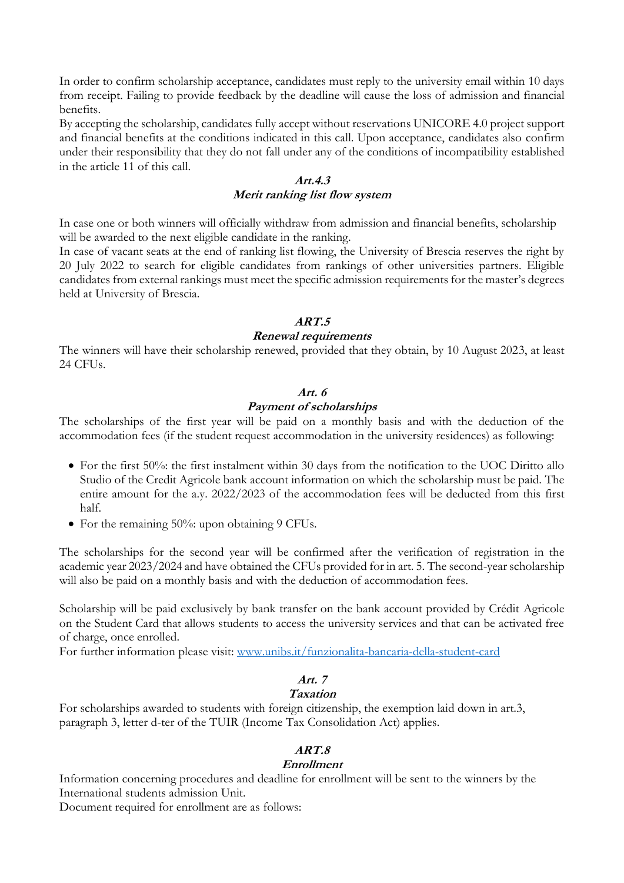In order to confirm scholarship acceptance, candidates must reply to the university email within 10 days from receipt. Failing to provide feedback by the deadline will cause the loss of admission and financial benefits.

By accepting the scholarship, candidates fully accept without reservations UNICORE 4.0 project support and financial benefits at the conditions indicated in this call. Upon acceptance, candidates also confirm under their responsibility that they do not fall under any of the conditions of incompatibility established in the article 11 of this call.

### ***Art.4.3***
### ***Merit ranking list flow system***

In case one or both winners will officially withdraw from admission and financial benefits, scholarship will be awarded to the next eligible candidate in the ranking.

In case of vacant seats at the end of ranking list flowing, the University of Brescia reserves the right by 20 July 2022 to search for eligible candidates from rankings of other universities partners. Eligible candidates from external rankings must meet the specific admission requirements for the master's degrees held at University of Brescia.

## ***ART.5***
### ***Renewal requirements***

The winners will have their scholarship renewed, provided that they obtain, by 10 August 2023, at least 24 CFUs.

## ***Art. 6***
### ***Payment of scholarships***

The scholarships of the first year will be paid on a monthly basis and with the deduction of the accommodation fees (if the student request accommodation in the university residences) as following:

- For the first 50%: the first instalment within 30 days from the notification to the UOC Diritto allo Studio of the Credit Agricole bank account information on which the scholarship must be paid. The entire amount for the a.y. 2022/2023 of the accommodation fees will be deducted from this first half.
- For the remaining 50%: upon obtaining 9 CFUs.

The scholarships for the second year will be confirmed after the verification of registration in the academic year 2023/2024 and have obtained the CFUs provided for in art. 5. The second-year scholarship will also be paid on a monthly basis and with the deduction of accommodation fees.

Scholarship will be paid exclusively by bank transfer on the bank account provided by Crédit Agricole on the Student Card that allows students to access the university services and that can be activated free of charge, once enrolled.

For further information please visit: [www.unibs.it/funzionalita-bancaria-della-student-card](www.unibs.it/funzionalita-bancaria-della-student-card)

## ***Art. 7***
### ***Taxation***

For scholarships awarded to students with foreign citizenship, the exemption laid down in art.3, paragraph 3, letter d-ter of the TUIR (Income Tax Consolidation Act) applies.

## ***ART.8***
### ***Enrollment***

Information concerning procedures and deadline for enrollment will be sent to the winners by the International students admission Unit.

Document required for enrollment are as follows: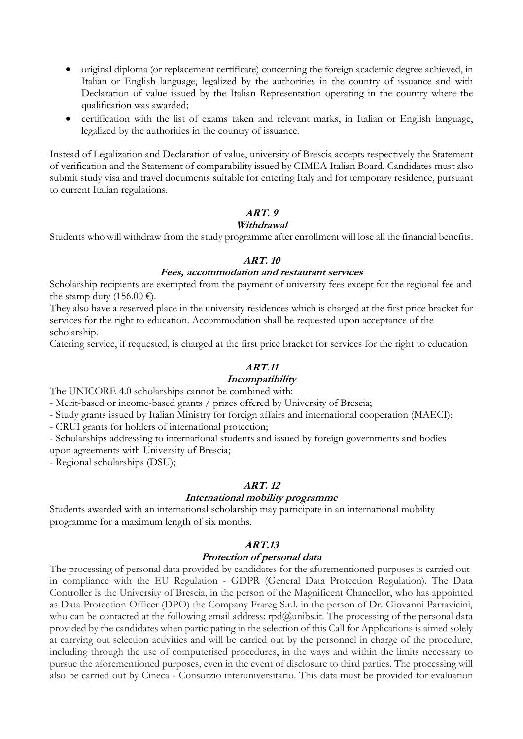- original diploma (or replacement certificate) concerning the foreign academic degree achieved, in Italian or English language, legalized by the authorities in the country of issuance and with Declaration of value issued by the Italian Representation operating in the country where the qualification was awarded;
- certification with the list of exams taken and relevant marks, in Italian or English language, legalized by the authorities in the country of issuance.

Instead of Legalization and Declaration of value, university of Brescia accepts respectively the Statement of verification and the Statement of comparability issued by CIMEA Italian Board. Candidates must also submit study visa and travel documents suitable for entering Italy and for temporary residence, pursuant to current Italian regulations.

### *ART. 9*
### *Withdrawal*

Students who will withdraw from the study programme after enrollment will lose all the financial benefits.

### *ART. 10*
### *Fees, accommodation and restaurant services*

Scholarship recipients are exempted from the payment of university fees except for the regional fee and the stamp duty (156.00 €).

They also have a reserved place in the university residences which is charged at the first price bracket for services for the right to education. Accommodation shall be requested upon acceptance of the scholarship.

Catering service, if requested, is charged at the first price bracket for services for the right to education

### *ART.11*
### *Incompatibility*

The UNICORE 4.0 scholarships cannot be combined with:

- Merit-based or income-based grants / prizes offered by University of Brescia;
- Study grants issued by Italian Ministry for foreign affairs and international cooperation (MAECI);
- CRUI grants for holders of international protection;
- Scholarships addressing to international students and issued by foreign governments and bodies upon agreements with University of Brescia;
- Regional scholarships (DSU);

### *ART. 12*
### *International mobility programme*

Students awarded with an international scholarship may participate in an international mobility programme for a maximum length of six months.

### *ART.13*
### *Protection of personal data*

The processing of personal data provided by candidates for the aforementioned purposes is carried out in compliance with the EU Regulation - GDPR (General Data Protection Regulation). The Data Controller is the University of Brescia, in the person of the Magnificent Chancellor, who has appointed as Data Protection Officer (DPO) the Company Frareg S.r.l. in the person of Dr. Giovanni Parravicini, who can be contacted at the following email address: rpd@unibs.it. The processing of the personal data provided by the candidates when participating in the selection of this Call for Applications is aimed solely at carrying out selection activities and will be carried out by the personnel in charge of the procedure, including through the use of computerised procedures, in the ways and within the limits necessary to pursue the aforementioned purposes, even in the event of disclosure to third parties. The processing will also be carried out by Cineca - Consorzio interuniversitario. This data must be provided for evaluation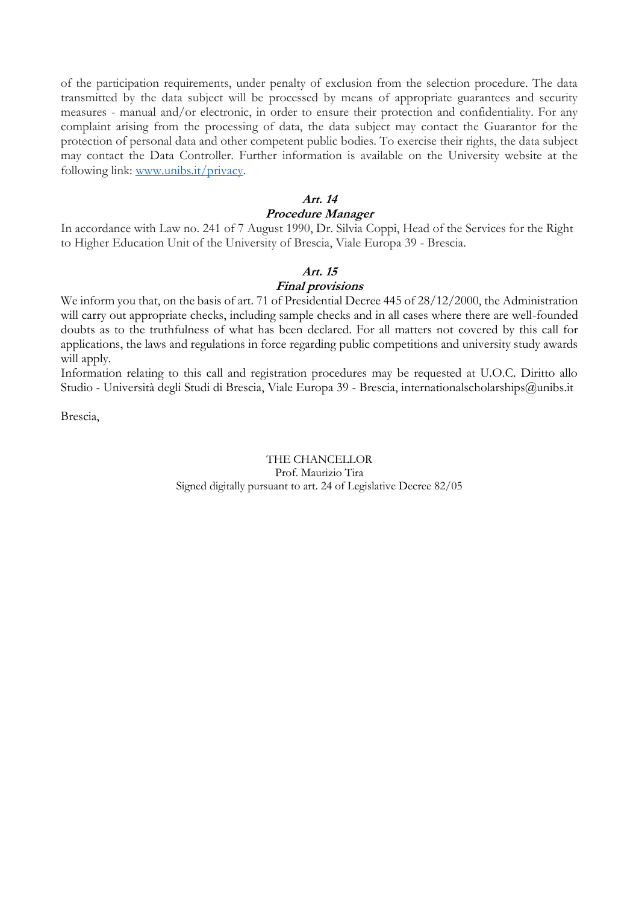of the participation requirements, under penalty of exclusion from the selection procedure. The data transmitted by the data subject will be processed by means of appropriate guarantees and security measures - manual and/or electronic, in order to ensure their protection and confidentiality. For any complaint arising from the processing of data, the data subject may contact the Guarantor for the protection of personal data and other competent public bodies. To exercise their rights, the data subject may contact the Data Controller. Further information is available on the University website at the following link: [www.unibs.it/privacy](http://www.unibs.it/privacy).

### *Art. 14*
### *Procedure Manager*

In accordance with Law no. 241 of 7 August 1990, Dr. Silvia Coppi, Head of the Services for the Right to Higher Education Unit of the University of Brescia, Viale Europa 39 - Brescia.

### *Art. 15*
### *Final provisions*

We inform you that, on the basis of art. 71 of Presidential Decree 445 of 28/12/2000, the Administration will carry out appropriate checks, including sample checks and in all cases where there are well-founded doubts as to the truthfulness of what has been declared. For all matters not covered by this call for applications, the laws and regulations in force regarding public competitions and university study awards will apply.

Information relating to this call and registration procedures may be requested at U.O.C. Diritto allo Studio - Università degli Studi di Brescia, Viale Europa 39 - Brescia, internationalscholarships@unibs.it

Brescia,

THE CHANCELLOR
Prof. Maurizio Tira
Signed digitally pursuant to art. 24 of Legislative Decree 82/05